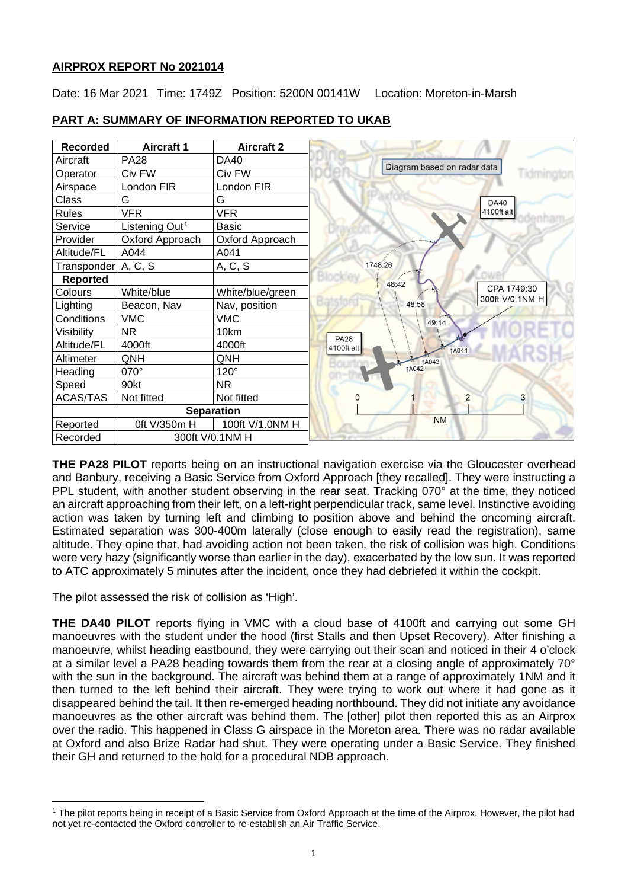## AIRPROX REPORT No 2021014

Date: 16 Mar 2021 Time: 1749Z Position: 5200N 00141W Location: Moreton-in-Marsh

## PART A: SUMMARY OF INFORMATION REPORTED TO UKAB

| Recorded | Aircraft 1 | Aircraft 2 |
|---|---|---|
| Aircraft | PA28 | DA40 |
| Operator | Civ FW | Civ FW |
| Airspace | London FIR | London FIR |
| Class | G | G |
| Rules | VFR | VFR |
| Service | Listening Out[1] | Basic |
| Provider | Oxford Approach | Oxford Approach |
| Altitude/FL | A044 | A041 |
| Transponder | A, C, S | A, C, S |
| **Reported** | | |
| Colours | White/blue | White/blue/green |
| Lighting | Beacon, Nav | Nav, position |
| Conditions | VMC | VMC |
| Visibility | NR | 10km |
| Altitude/FL | 4000ft | 4000ft |
| Altimeter | QNH | QNH |
| Heading | 070° | 120° |
| Speed | 90kt | NR |
| ACAS/TAS | Not fitted | Not fitted |
| **Separation** | | |
| Reported | 0ft V/350m H | 100ft V/1.0NM H |
| Recorded | 300ft V/0.1NM H | |

Diagram based on radar data

**THE PA28 PILOT** reports being on an instructional navigation exercise via the Gloucester overhead and Banbury, receiving a Basic Service from Oxford Approach [they recalled]. They were instructing a PPL student, with another student observing in the rear seat. Tracking 070° at the time, they noticed an aircraft approaching from their left, on a left-right perpendicular track, same level. Instinctive avoiding action was taken by turning left and climbing to position above and behind the oncoming aircraft. Estimated separation was 300-400m laterally (close enough to easily read the registration), same altitude. They opine that, had avoiding action not been taken, the risk of collision was high. Conditions were very hazy (significantly worse than earlier in the day), exacerbated by the low sun. It was reported to ATC approximately 5 minutes after the incident, once they had debriefed it within the cockpit.

The pilot assessed the risk of collision as 'High'.

**THE DA40 PILOT** reports flying in VMC with a cloud base of 4100ft and carrying out some GH manoeuvres with the student under the hood (first Stalls and then Upset Recovery). After finishing a manoeuvre, whilst heading eastbound, they were carrying out their scan and noticed in their 4 o'clock at a similar level a PA28 heading towards them from the rear at a closing angle of approximately 70° with the sun in the background. The aircraft was behind them at a range of approximately 1NM and it then turned to the left behind their aircraft. They were trying to work out where it had gone as it disappeared behind the tail. It then re-emerged heading northbound. They did not initiate any avoidance manoeuvres as the other aircraft was behind them. The [other] pilot then reported this as an Airprox over the radio. This happened in Class G airspace in the Moreton area. There was no radar available at Oxford and also Brize Radar had shut. They were operating under a Basic Service. They finished their GH and returned to the hold for a procedural NDB approach.

[1] The pilot reports being in receipt of a Basic Service from Oxford Approach at the time of the Airprox. However, the pilot had not yet re-contacted the Oxford controller to re-establish an Air Traffic Service.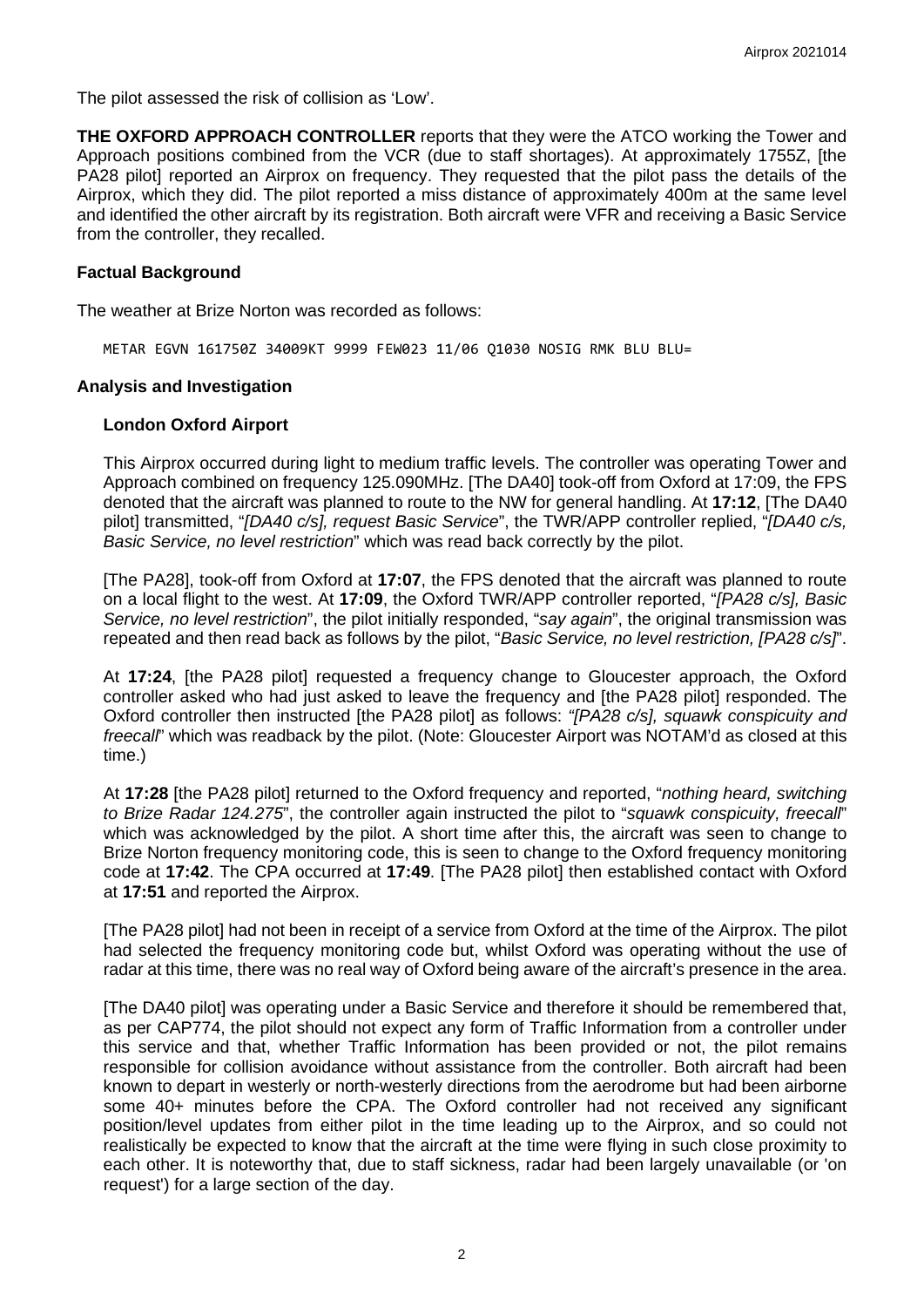The pilot assessed the risk of collision as 'Low'.

**THE OXFORD APPROACH CONTROLLER** reports that they were the ATCO working the Tower and Approach positions combined from the VCR (due to staff shortages). At approximately 1755Z, [the PA28 pilot] reported an Airprox on frequency. They requested that the pilot pass the details of the Airprox, which they did. The pilot reported a miss distance of approximately 400m at the same level and identified the other aircraft by its registration. Both aircraft were VFR and receiving a Basic Service from the controller, they recalled.

### Factual Background

The weather at Brize Norton was recorded as follows:

```
METAR EGVN 161750Z 34009KT 9999 FEW023 11/06 Q1030 NOSIG RMK BLU BLU=
```

### Analysis and Investigation

#### London Oxford Airport

This Airprox occurred during light to medium traffic levels. The controller was operating Tower and Approach combined on frequency 125.090MHz. [The DA40] took-off from Oxford at 17:09, the FPS denoted that the aircraft was planned to route to the NW for general handling. At **17:12**, [The DA40 pilot] transmitted, "*[DA40 c/s], request Basic Service*", the TWR/APP controller replied, "*[DA40 c/s], Basic Service, no level restriction*" which was read back correctly by the pilot.

[The PA28], took-off from Oxford at **17:07**, the FPS denoted that the aircraft was planned to route on a local flight to the west. At **17:09**, the Oxford TWR/APP controller reported, "*[PA28 c/s], Basic Service, no level restriction*", the pilot initially responded, "*say again*", the original transmission was repeated and then read back as follows by the pilot, "*Basic Service, no level restriction, [PA28 c/s]*".

At **17:24**, [the PA28 pilot] requested a frequency change to Gloucester approach, the Oxford controller asked who had just asked to leave the frequency and [the PA28 pilot] responded. The Oxford controller then instructed [the PA28 pilot] as follows: *"[PA28 c/s], squawk conspicuity and freecall*" which was readback by the pilot. (Note: Gloucester Airport was NOTAM'd as closed at this time.)

At **17:28** [the PA28 pilot] returned to the Oxford frequency and reported, "*nothing heard, switching to Brize Radar 124.275*", the controller again instructed the pilot to "*squawk conspicuity, freecall*" which was acknowledged by the pilot. A short time after this, the aircraft was seen to change to Brize Norton frequency monitoring code, this is seen to change to the Oxford frequency monitoring code at **17:42**. The CPA occurred at **17:49**. [The PA28 pilot] then established contact with Oxford at **17:51** and reported the Airprox.

[The PA28 pilot] had not been in receipt of a service from Oxford at the time of the Airprox. The pilot had selected the frequency monitoring code but, whilst Oxford was operating without the use of radar at this time, there was no real way of Oxford being aware of the aircraft's presence in the area.

[The DA40 pilot] was operating under a Basic Service and therefore it should be remembered that, as per CAP774, the pilot should not expect any form of Traffic Information from a controller under this service and that, whether Traffic Information has been provided or not, the pilot remains responsible for collision avoidance without assistance from the controller. Both aircraft had been known to depart in westerly or north-westerly directions from the aerodrome but had been airborne some 40+ minutes before the CPA. The Oxford controller had not received any significant position/level updates from either pilot in the time leading up to the Airprox, and so could not realistically be expected to know that the aircraft at the time were flying in such close proximity to each other. It is noteworthy that, due to staff sickness, radar had been largely unavailable (or 'on request') for a large section of the day.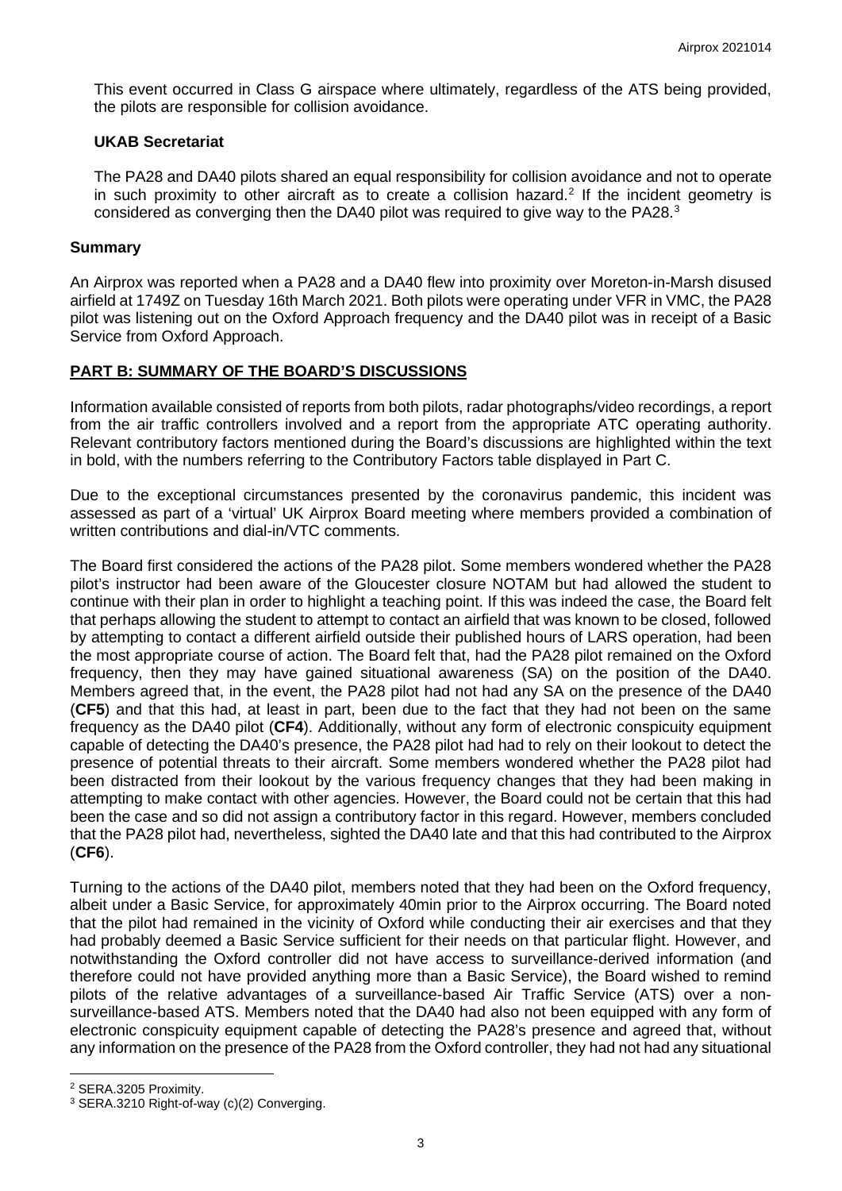This event occurred in Class G airspace where ultimately, regardless of the ATS being provided, the pilots are responsible for collision avoidance.

### UKAB Secretariat

The PA28 and DA40 pilots shared an equal responsibility for collision avoidance and not to operate in such proximity to other aircraft as to create a collision hazard.[2] If the incident geometry is considered as converging then the DA40 pilot was required to give way to the PA28.[3]

## Summary

An Airprox was reported when a PA28 and a DA40 flew into proximity over Moreton-in-Marsh disused airfield at 1749Z on Tuesday 16th March 2021. Both pilots were operating under VFR in VMC, the PA28 pilot was listening out on the Oxford Approach frequency and the DA40 pilot was in receipt of a Basic Service from Oxford Approach.

## PART B: SUMMARY OF THE BOARD'S DISCUSSIONS

Information available consisted of reports from both pilots, radar photographs/video recordings, a report from the air traffic controllers involved and a report from the appropriate ATC operating authority. Relevant contributory factors mentioned during the Board's discussions are highlighted within the text in bold, with the numbers referring to the Contributory Factors table displayed in Part C.

Due to the exceptional circumstances presented by the coronavirus pandemic, this incident was assessed as part of a 'virtual' UK Airprox Board meeting where members provided a combination of written contributions and dial-in/VTC comments.

The Board first considered the actions of the PA28 pilot. Some members wondered whether the PA28 pilot's instructor had been aware of the Gloucester closure NOTAM but had allowed the student to continue with their plan in order to highlight a teaching point. If this was indeed the case, the Board felt that perhaps allowing the student to attempt to contact an airfield that was known to be closed, followed by attempting to contact a different airfield outside their published hours of LARS operation, had been the most appropriate course of action. The Board felt that, had the PA28 pilot remained on the Oxford frequency, then they may have gained situational awareness (SA) on the position of the DA40. Members agreed that, in the event, the PA28 pilot had not had any SA on the presence of the DA40 (**CF5**) and that this had, at least in part, been due to the fact that they had not been on the same frequency as the DA40 pilot (**CF4**). Additionally, without any form of electronic conspicuity equipment capable of detecting the DA40's presence, the PA28 pilot had had to rely on their lookout to detect the presence of potential threats to their aircraft. Some members wondered whether the PA28 pilot had been distracted from their lookout by the various frequency changes that they had been making in attempting to make contact with other agencies. However, the Board could not be certain that this had been the case and so did not assign a contributory factor in this regard. However, members concluded that the PA28 pilot had, nevertheless, sighted the DA40 late and that this had contributed to the Airprox (**CF6**).

Turning to the actions of the DA40 pilot, members noted that they had been on the Oxford frequency, albeit under a Basic Service, for approximately 40min prior to the Airprox occurring. The Board noted that the pilot had remained in the vicinity of Oxford while conducting their air exercises and that they had probably deemed a Basic Service sufficient for their needs on that particular flight. However, and notwithstanding the Oxford controller did not have access to surveillance-derived information (and therefore could not have provided anything more than a Basic Service), the Board wished to remind pilots of the relative advantages of a surveillance-based Air Traffic Service (ATS) over a non-surveillance-based ATS. Members noted that the DA40 had also not been equipped with any form of electronic conspicuity equipment capable of detecting the PA28's presence and agreed that, without any information on the presence of the PA28 from the Oxford controller, they had not had any situational

[2] SERA.3205 Proximity.

[3] SERA.3210 Right-of-way (c)(2) Converging.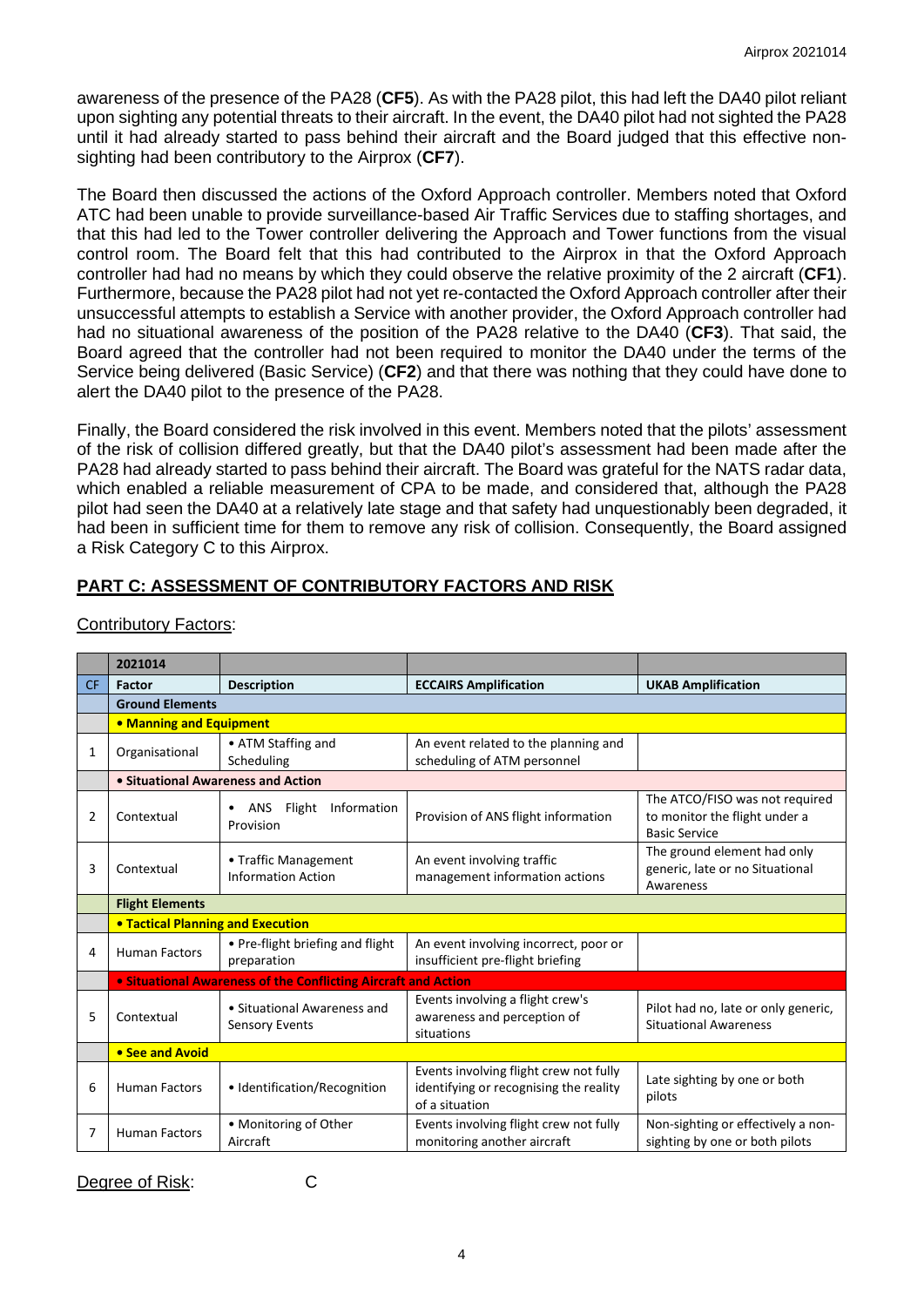awareness of the presence of the PA28 (**CF5**). As with the PA28 pilot, this had left the DA40 pilot reliant upon sighting any potential threats to their aircraft. In the event, the DA40 pilot had not sighted the PA28 until it had already started to pass behind their aircraft and the Board judged that this effective non-sighting had been contributory to the Airprox (**CF7**).

The Board then discussed the actions of the Oxford Approach controller. Members noted that Oxford ATC had been unable to provide surveillance-based Air Traffic Services due to staffing shortages, and that this had led to the Tower controller delivering the Approach and Tower functions from the visual control room. The Board felt that this had contributed to the Airprox in that the Oxford Approach controller had had no means by which they could observe the relative proximity of the 2 aircraft (**CF1**). Furthermore, because the PA28 pilot had not yet re-contacted the Oxford Approach controller after their unsuccessful attempts to establish a Service with another provider, the Oxford Approach controller had had no situational awareness of the position of the PA28 relative to the DA40 (**CF3**). That said, the Board agreed that the controller had not been required to monitor the DA40 under the terms of the Service being delivered (Basic Service) (**CF2**) and that there was nothing that they could have done to alert the DA40 pilot to the presence of the PA28.

Finally, the Board considered the risk involved in this event. Members noted that the pilots' assessment of the risk of collision differed greatly, but that the DA40 pilot's assessment had been made after the PA28 had already started to pass behind their aircraft. The Board was grateful for the NATS radar data, which enabled a reliable measurement of CPA to be made, and considered that, although the PA28 pilot had seen the DA40 at a relatively late stage and that safety had unquestionably been degraded, it had been in sufficient time for them to remove any risk of collision. Consequently, the Board assigned a Risk Category C to this Airprox.

## PART C: ASSESSMENT OF CONTRIBUTORY FACTORS AND RISK

Contributory Factors:

| | 2021014 | | | |
|---|---|---|---|---|
| CF | Factor | Description | ECCAIRS Amplification | UKAB Amplification |
| | **Ground Elements** | | | |
| | **• Manning and Equipment** | | | |
| 1 | Organisational | • ATM Staffing and Scheduling | An event related to the planning and scheduling of ATM personnel | |
| | **• Situational Awareness and Action** | | | |
| 2 | Contextual | • ANS Flight Information Provision | Provision of ANS flight information | The ATCO/FISO was not required to monitor the flight under a Basic Service |
| 3 | Contextual | • Traffic Management Information Action | An event involving traffic management information actions | The ground element had only generic, late or no Situational Awareness |
| | **Flight Elements** | | | |
| | **• Tactical Planning and Execution** | | | |
| 4 | Human Factors | • Pre-flight briefing and flight preparation | An event involving incorrect, poor or insufficient pre-flight briefing | |
| | **• Situational Awareness of the Conflicting Aircraft and Action** | | | |
| 5 | Contextual | • Situational Awareness and Sensory Events | Events involving a flight crew's awareness and perception of situations | Pilot had no, late or only generic, Situational Awareness |
| | **• See and Avoid** | | | |
| 6 | Human Factors | • Identification/Recognition | Events involving flight crew not fully identifying or recognising the reality of a situation | Late sighting by one or both pilots |
| 7 | Human Factors | • Monitoring of Other Aircraft | Events involving flight crew not fully monitoring another aircraft | Non-sighting or effectively a non-sighting by one or both pilots |

Degree of Risk: C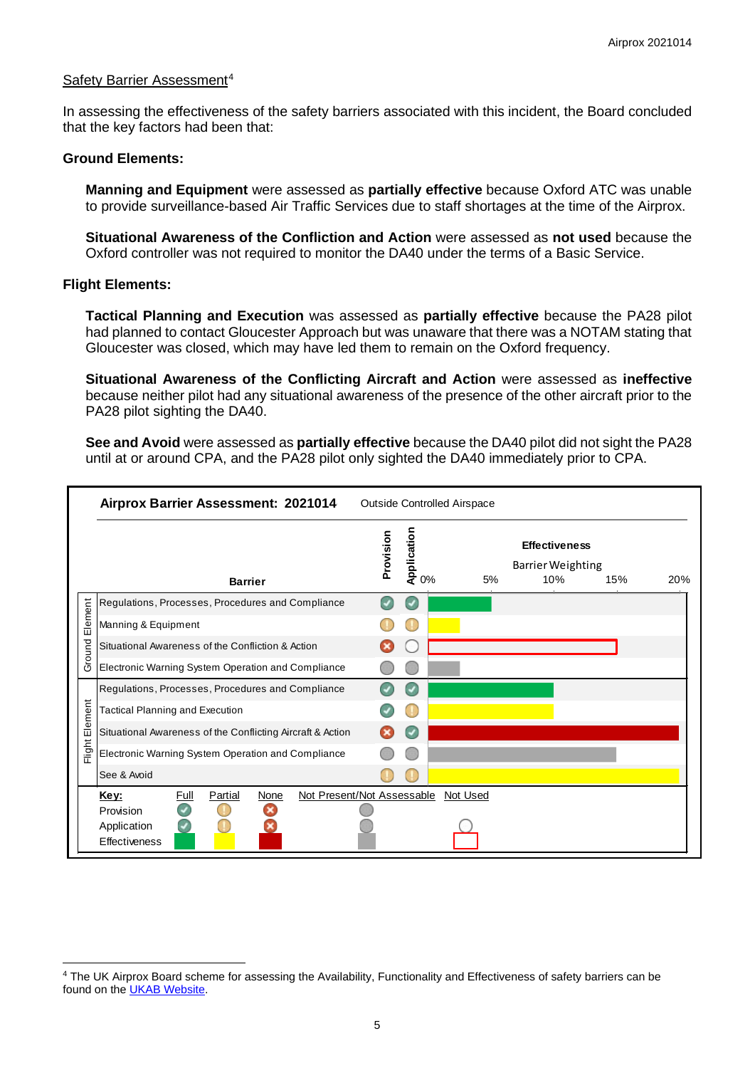Safety Barrier Assessment[4]

In assessing the effectiveness of the safety barriers associated with this incident, the Board concluded that the key factors had been that:

**Ground Elements:**

**Manning and Equipment** were assessed as **partially effective** because Oxford ATC was unable to provide surveillance-based Air Traffic Services due to staff shortages at the time of the Airprox.

**Situational Awareness of the Confliction and Action** were assessed as **not used** because the Oxford controller was not required to monitor the DA40 under the terms of a Basic Service.

**Flight Elements:**

**Tactical Planning and Execution** was assessed as **partially effective** because the PA28 pilot had planned to contact Gloucester Approach but was unaware that there was a NOTAM stating that Gloucester was closed, which may have led them to remain on the Oxford frequency.

**Situational Awareness of the Conflicting Aircraft and Action** were assessed as **ineffective** because neither pilot had any situational awareness of the presence of the other aircraft prior to the PA28 pilot sighting the DA40.

**See and Avoid** were assessed as **partially effective** because the DA40 pilot did not sight the PA28 until at or around CPA, and the PA28 pilot only sighted the DA40 immediately prior to CPA.

**Airprox Barrier Assessment: 2021014**

Outside Controlled Airspace

Barrier

Provision

Application

Effectiveness

Barrier Weighting

0% 5% 10% 15% 20%

Ground Element

Regulations, Processes, Procedures and Compliance

Manning & Equipment

Situational Awareness of the Confliction & Action

Electronic Warning System Operation and Compliance

Flight Element

Regulations, Processes, Procedures and Compliance

Tactical Planning and Execution

Situational Awareness of the Conflicting Aircraft & Action

Electronic Warning System Operation and Compliance

See & Avoid

Key: Full Partial None Not Present/Not Assessable Not Used

Provision

Application

Effectiveness

[4] The UK Airprox Board scheme for assessing the Availability, Functionality and Effectiveness of safety barriers can be found on the UKAB Website.